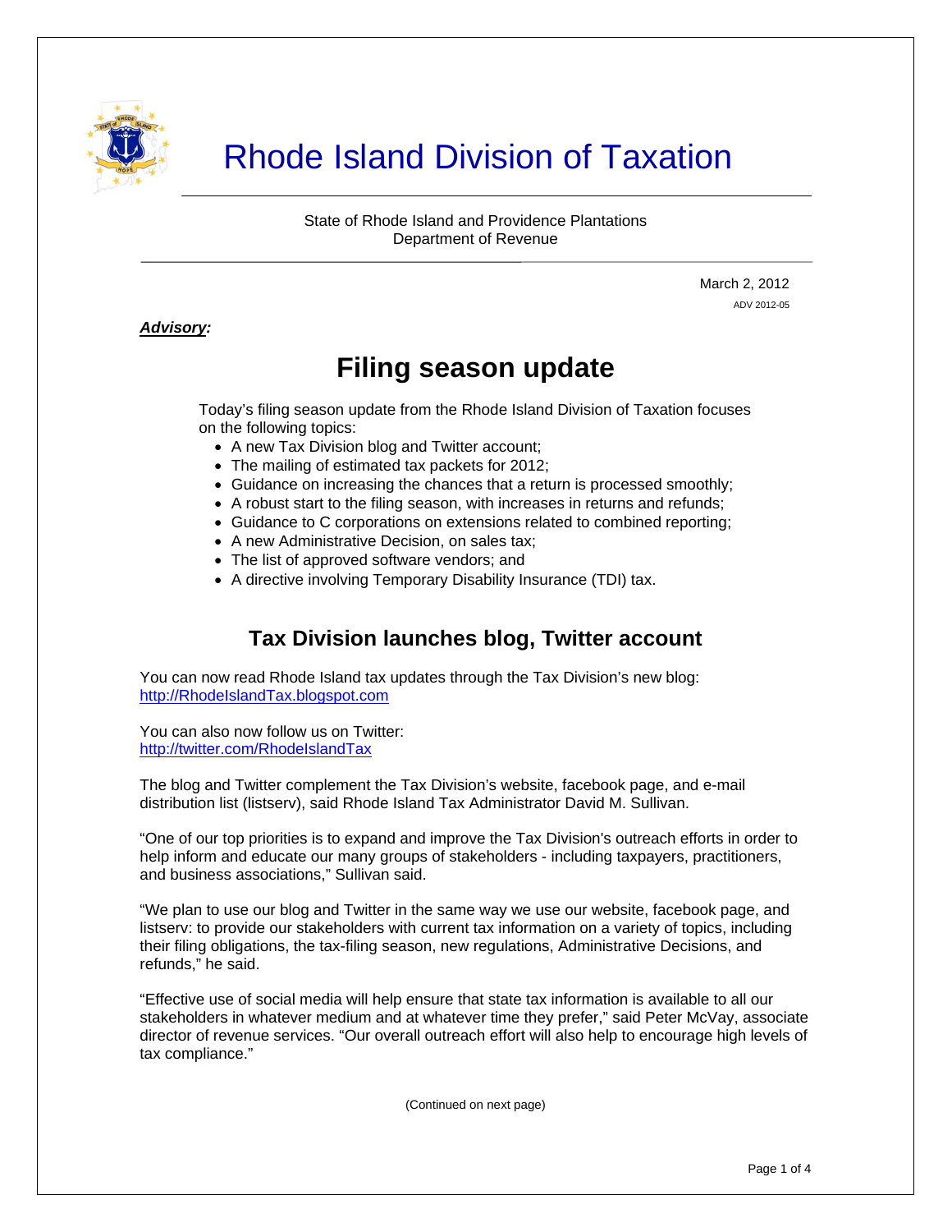# Rhode Island Division of Taxation

State of Rhode Island and Providence Plantations
Department of Revenue

March 2, 2012
ADV 2012-05

***Advisory:***

## Filing season update

Today's filing season update from the Rhode Island Division of Taxation focuses on the following topics:

- A new Tax Division blog and Twitter account;
- The mailing of estimated tax packets for 2012;
- Guidance on increasing the chances that a return is processed smoothly;
- A robust start to the filing season, with increases in returns and refunds;
- Guidance to C corporations on extensions related to combined reporting;
- A new Administrative Decision, on sales tax;
- The list of approved software vendors; and
- A directive involving Temporary Disability Insurance (TDI) tax.

### Tax Division launches blog, Twitter account

You can now read Rhode Island tax updates through the Tax Division's new blog: http://RhodeIslandTax.blogspot.com

You can also now follow us on Twitter: http://twitter.com/RhodeIslandTax

The blog and Twitter complement the Tax Division's website, facebook page, and e-mail distribution list (listserv), said Rhode Island Tax Administrator David M. Sullivan.

"One of our top priorities is to expand and improve the Tax Division's outreach efforts in order to help inform and educate our many groups of stakeholders - including taxpayers, practitioners, and business associations," Sullivan said.

"We plan to use our blog and Twitter in the same way we use our website, facebook page, and listserv: to provide our stakeholders with current tax information on a variety of topics, including their filing obligations, the tax-filing season, new regulations, Administrative Decisions, and refunds," he said.

"Effective use of social media will help ensure that state tax information is available to all our stakeholders in whatever medium and at whatever time they prefer," said Peter McVay, associate director of revenue services. "Our overall outreach effort will also help to encourage high levels of tax compliance."

(Continued on next page)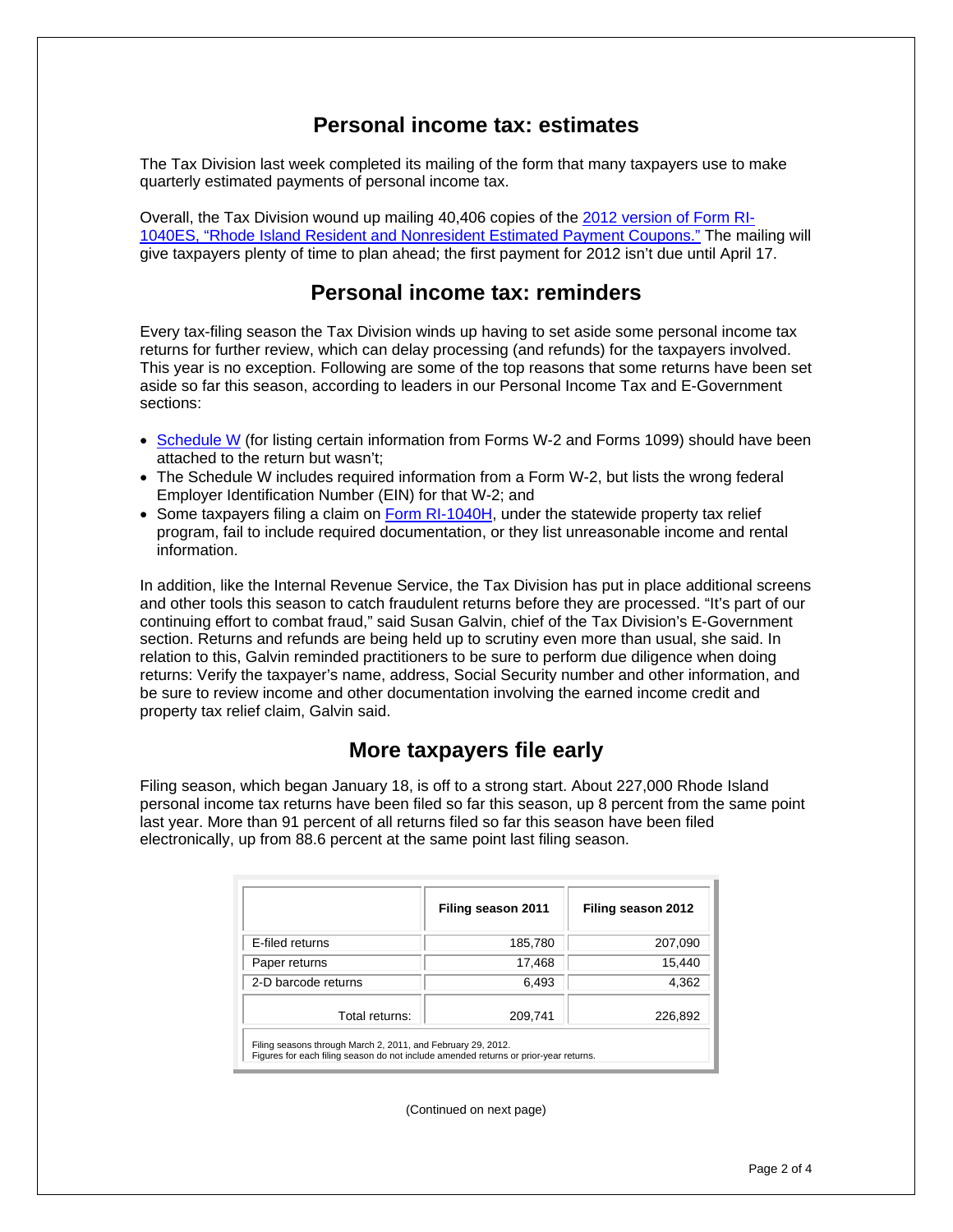## Personal income tax: estimates

The Tax Division last week completed its mailing of the form that many taxpayers use to make quarterly estimated payments of personal income tax.

Overall, the Tax Division wound up mailing 40,406 copies of the 2012 version of Form RI-1040ES, "Rhode Island Resident and Nonresident Estimated Payment Coupons." The mailing will give taxpayers plenty of time to plan ahead; the first payment for 2012 isn't due until April 17.

## Personal income tax: reminders

Every tax-filing season the Tax Division winds up having to set aside some personal income tax returns for further review, which can delay processing (and refunds) for the taxpayers involved. This year is no exception. Following are some of the top reasons that some returns have been set aside so far this season, according to leaders in our Personal Income Tax and E-Government sections:

- Schedule W (for listing certain information from Forms W-2 and Forms 1099) should have been attached to the return but wasn't;
- The Schedule W includes required information from a Form W-2, but lists the wrong federal Employer Identification Number (EIN) for that W-2; and
- Some taxpayers filing a claim on Form RI-1040H, under the statewide property tax relief program, fail to include required documentation, or they list unreasonable income and rental information.

In addition, like the Internal Revenue Service, the Tax Division has put in place additional screens and other tools this season to catch fraudulent returns before they are processed. "It's part of our continuing effort to combat fraud," said Susan Galvin, chief of the Tax Division's E-Government section. Returns and refunds are being held up to scrutiny even more than usual, she said. In relation to this, Galvin reminded practitioners to be sure to perform due diligence when doing returns: Verify the taxpayer's name, address, Social Security number and other information, and be sure to review income and other documentation involving the earned income credit and property tax relief claim, Galvin said.

## More taxpayers file early

Filing season, which began January 18, is off to a strong start. About 227,000 Rhode Island personal income tax returns have been filed so far this season, up 8 percent from the same point last year. More than 91 percent of all returns filed so far this season have been filed electronically, up from 88.6 percent at the same point last filing season.

| | Filing season 2011 | Filing season 2012 |
|---|---|---|
| E-filed returns | 185,780 | 207,090 |
| Paper returns | 17,468 | 15,440 |
| 2-D barcode returns | 6,493 | 4,362 |
| Total returns: | 209,741 | 226,892 |

Filing seasons through March 2, 2011, and February 29, 2012.
Figures for each filing season do not include amended returns or prior-year returns.

(Continued on next page)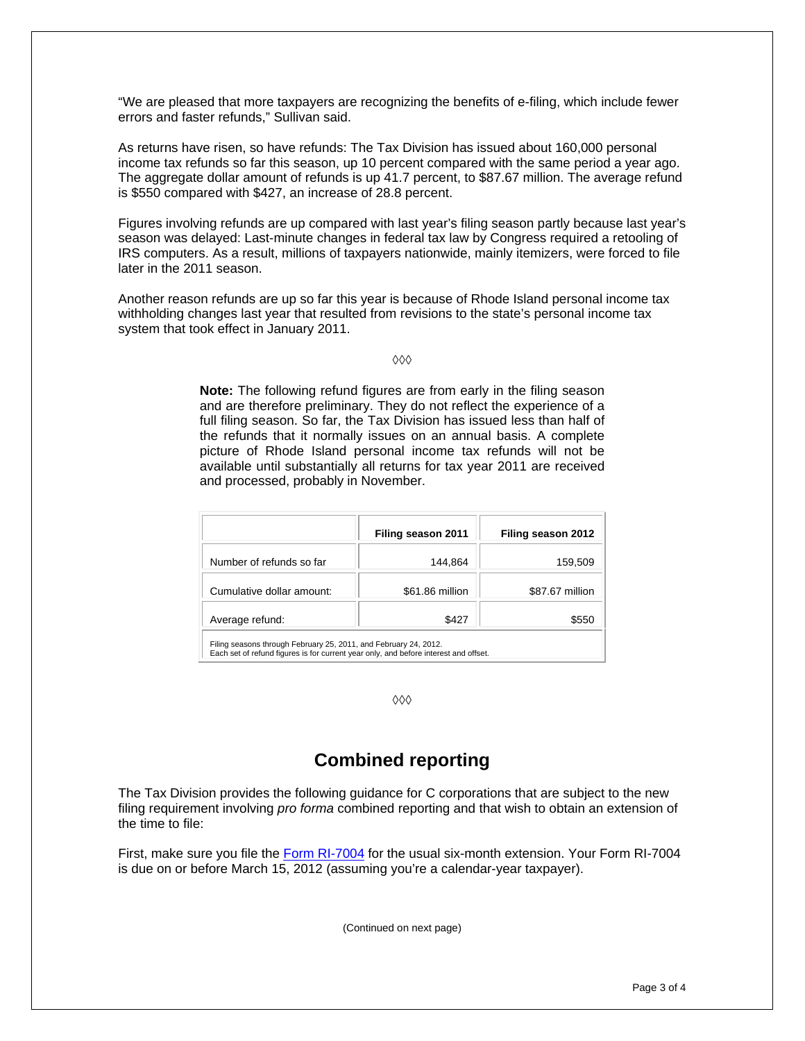"We are pleased that more taxpayers are recognizing the benefits of e-filing, which include fewer errors and faster refunds," Sullivan said.

As returns have risen, so have refunds: The Tax Division has issued about 160,000 personal income tax refunds so far this season, up 10 percent compared with the same period a year ago. The aggregate dollar amount of refunds is up 41.7 percent, to $87.67 million. The average refund is $550 compared with $427, an increase of 28.8 percent.

Figures involving refunds are up compared with last year's filing season partly because last year's season was delayed: Last-minute changes in federal tax law by Congress required a retooling of IRS computers. As a result, millions of taxpayers nationwide, mainly itemizers, were forced to file later in the 2011 season.

Another reason refunds are up so far this year is because of Rhode Island personal income tax withholding changes last year that resulted from revisions to the state's personal income tax system that took effect in January 2011.

◊◊◊

**Note:** The following refund figures are from early in the filing season and are therefore preliminary. They do not reflect the experience of a full filing season. So far, the Tax Division has issued less than half of the refunds that it normally issues on an annual basis. A complete picture of Rhode Island personal income tax refunds will not be available until substantially all returns for tax year 2011 are received and processed, probably in November.

| | Filing season 2011 | Filing season 2012 |
|---|---|---|
| Number of refunds so far | 144,864 | 159,509 |
| Cumulative dollar amount: | $61.86 million | $87.67 million |
| Average refund: | $427 | $550 |

Filing seasons through February 25, 2011, and February 24, 2012.
Each set of refund figures is for current year only, and before interest and offset.

◊◊◊

## Combined reporting

The Tax Division provides the following guidance for C corporations that are subject to the new filing requirement involving *pro forma* combined reporting and that wish to obtain an extension of the time to file:

First, make sure you file the Form RI-7004 for the usual six-month extension. Your Form RI-7004 is due on or before March 15, 2012 (assuming you're a calendar-year taxpayer).

(Continued on next page)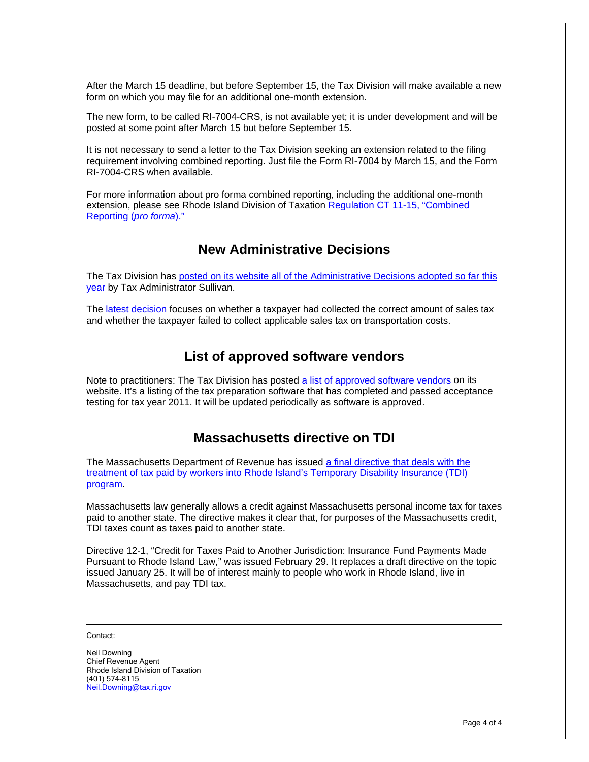After the March 15 deadline, but before September 15, the Tax Division will make available a new form on which you may file for an additional one-month extension.

The new form, to be called RI-7004-CRS, is not available yet; it is under development and will be posted at some point after March 15 but before September 15.

It is not necessary to send a letter to the Tax Division seeking an extension related to the filing requirement involving combined reporting. Just file the Form RI-7004 by March 15, and the Form RI-7004-CRS when available.

For more information about pro forma combined reporting, including the additional one-month extension, please see Rhode Island Division of Taxation Regulation CT 11-15, "Combined Reporting (*pro forma*)."

## New Administrative Decisions

The Tax Division has posted on its website all of the Administrative Decisions adopted so far this year by Tax Administrator Sullivan.

The latest decision focuses on whether a taxpayer had collected the correct amount of sales tax and whether the taxpayer failed to collect applicable sales tax on transportation costs.

## List of approved software vendors

Note to practitioners: The Tax Division has posted a list of approved software vendors on its website. It's a listing of the tax preparation software that has completed and passed acceptance testing for tax year 2011. It will be updated periodically as software is approved.

## Massachusetts directive on TDI

The Massachusetts Department of Revenue has issued a final directive that deals with the treatment of tax paid by workers into Rhode Island's Temporary Disability Insurance (TDI) program.

Massachusetts law generally allows a credit against Massachusetts personal income tax for taxes paid to another state. The directive makes it clear that, for purposes of the Massachusetts credit, TDI taxes count as taxes paid to another state.

Directive 12-1, "Credit for Taxes Paid to Another Jurisdiction: Insurance Fund Payments Made Pursuant to Rhode Island Law," was issued February 29. It replaces a draft directive on the topic issued January 25. It will be of interest mainly to people who work in Rhode Island, live in Massachusetts, and pay TDI tax.

---

Contact:

Neil Downing
Chief Revenue Agent
Rhode Island Division of Taxation
(401) 574-8115
Neil.Downing@tax.ri.gov